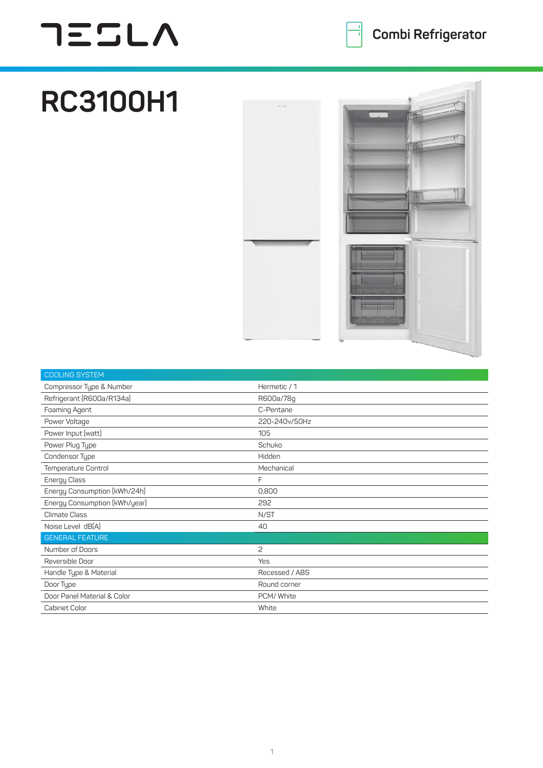TESLA

Combi Refrigerator

# RC3100H1

| COOLING SYSTEM | |
|---|---|
| Compressor Type & Number | Hermetic / 1 |
| Refrigerant (R600a/R134a) | R600a/78g |
| Foaming Agent | C-Pentane |
| Power Voltage | 220-240v/50Hz |
| Power Input (watt) | 105 |
| Power Plug Type | Schuko |
| Condensor Type | Hidden |
| Temperature Control | Mechanical |
| Energy Class | F |
| Energy Consumption (kWh/24h) | 0,800 |
| Energy Consumption (kWh/year) | 292 |
| Climate Class | N/ST |
| Noise Level dB(A) | 40 |
| GENERAL FEATURE | |
| Number of Doors | 2 |
| Reversible Door | Yes |
| Handle Type & Material | Recessed / ABS |
| Door Type | Round corner |
| Door Panel Material & Color | PCM/ White |
| Cabinet Color | White |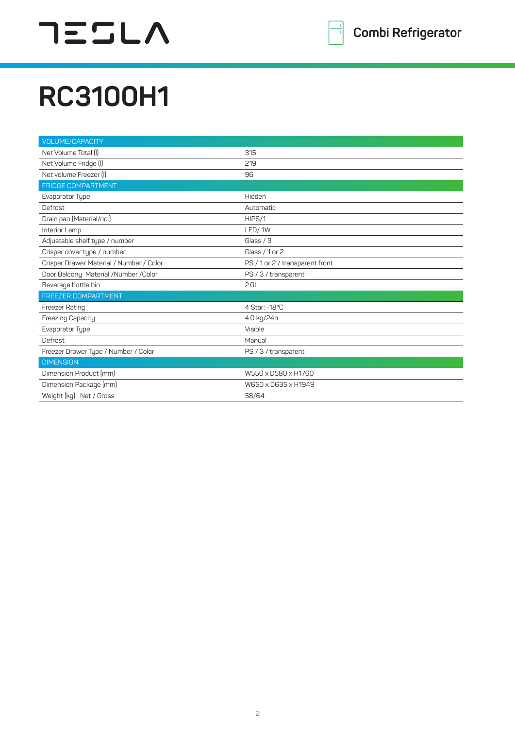TESLA

Combi Refrigerator

# RC3100H1

| | |
|---|---|
| **VOLUME/CAPACITY** | |
| Net Volume Total (l) | 315 |
| Net Volume Fridge (l) | 219 |
| Net volume Freezer (l) | 96 |
| **FRIDGE COMPARTMENT** | |
| Evaporator Type | Hidden |
| Defrost | Automatic |
| Drain pan (Material/no.) | HIPS/1 |
| Interior Lamp | LED/ 1W |
| Adjustable shelf type / number | Glass / 3 |
| Crisper cover type / number | Glass / 1 or 2 |
| Crisper Drawer Material / Number / Color | PS / 1 or 2 / transparent front |
| Door Balcony Material /Number /Color | PS / 3 / transparent |
| Beverage bottle bin | 2.0L |
| **FREEZER COMPARTMENT** | |
| Freezer Rating | 4 Star: -18°C |
| Freezing Capacity | 4.0 kg/24h |
| Evaporator Type | Visible |
| Defrost | Manual |
| Freezer Drawer Type / Number / Color | PS / 3 / transparent |
| **DIMENSION** | |
| Dimension Product (mm) | W550 x D580 x H1760 |
| Dimension Package (mm) | W650 x D635 x H1949 |
| Weight (kg) Net / Gross | 58/64 |